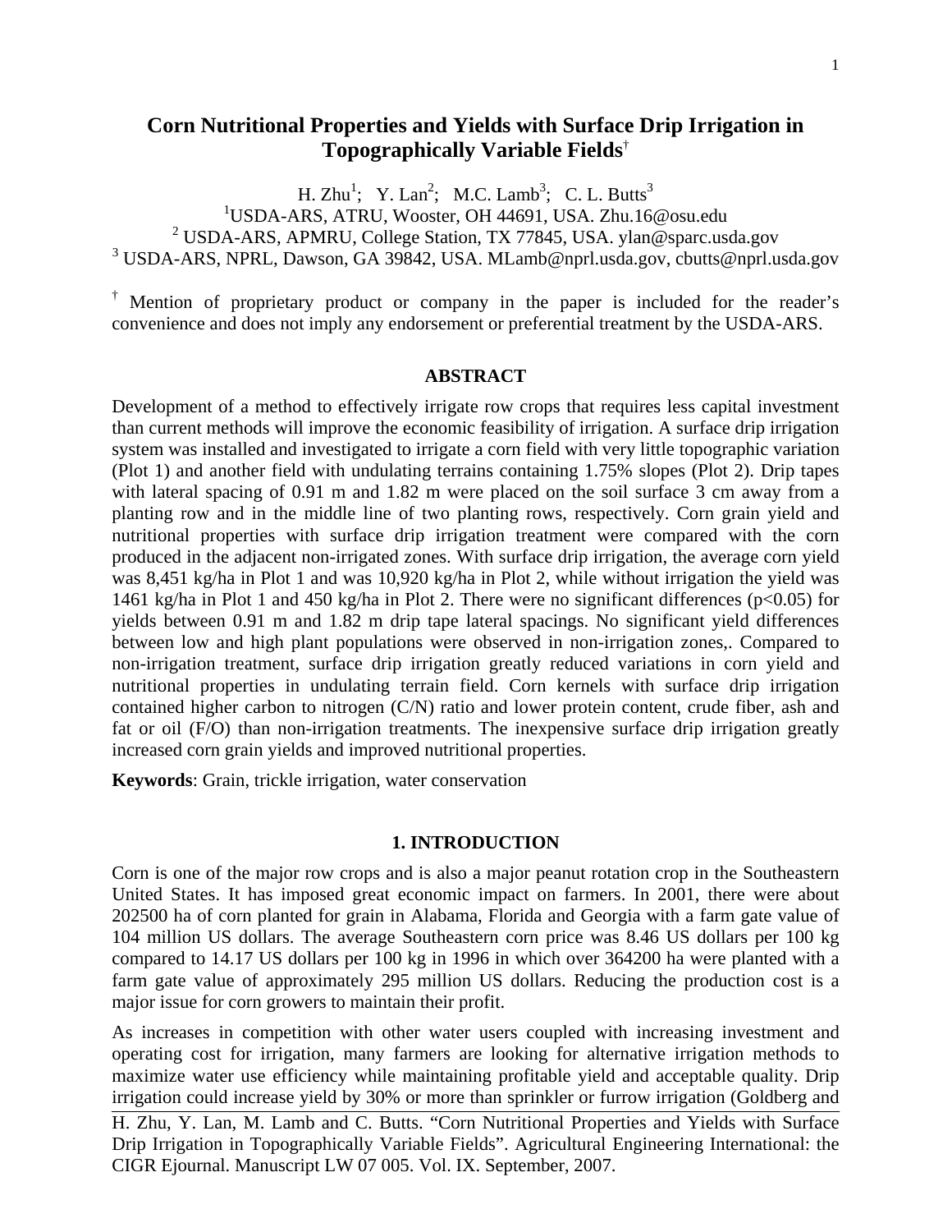# Corn Nutritional Properties and Yields with Surface Drip Irrigation in Topographically Variable Fields[†]

H. Zhu[1]; Y. Lan[2]; M.C. Lamb[3]; C. L. Butts[3]

[1]USDA-ARS, ATRU, Wooster, OH 44691, USA. Zhu.16@osu.edu
[2] USDA-ARS, APMRU, College Station, TX 77845, USA. ylan@sparc.usda.gov
[3] USDA-ARS, NPRL, Dawson, GA 39842, USA. MLamb@nprl.usda.gov, cbutts@nprl.usda.gov

[†] Mention of proprietary product or company in the paper is included for the reader's convenience and does not imply any endorsement or preferential treatment by the USDA-ARS.

## ABSTRACT

Development of a method to effectively irrigate row crops that requires less capital investment than current methods will improve the economic feasibility of irrigation. A surface drip irrigation system was installed and investigated to irrigate a corn field with very little topographic variation (Plot 1) and another field with undulating terrains containing 1.75% slopes (Plot 2). Drip tapes with lateral spacing of 0.91 m and 1.82 m were placed on the soil surface 3 cm away from a planting row and in the middle line of two planting rows, respectively. Corn grain yield and nutritional properties with surface drip irrigation treatment were compared with the corn produced in the adjacent non-irrigated zones. With surface drip irrigation, the average corn yield was 8,451 kg/ha in Plot 1 and was 10,920 kg/ha in Plot 2, while without irrigation the yield was 1461 kg/ha in Plot 1 and 450 kg/ha in Plot 2. There were no significant differences ($p<0.05$) for yields between 0.91 m and 1.82 m drip tape lateral spacings. No significant yield differences between low and high plant populations were observed in non-irrigation zones,. Compared to non-irrigation treatment, surface drip irrigation greatly reduced variations in corn yield and nutritional properties in undulating terrain field. Corn kernels with surface drip irrigation contained higher carbon to nitrogen (C/N) ratio and lower protein content, crude fiber, ash and fat or oil (F/O) than non-irrigation treatments. The inexpensive surface drip irrigation greatly increased corn grain yields and improved nutritional properties.

**Keywords**: Grain, trickle irrigation, water conservation

## 1. INTRODUCTION

Corn is one of the major row crops and is also a major peanut rotation crop in the Southeastern United States. It has imposed great economic impact on farmers. In 2001, there were about 202500 ha of corn planted for grain in Alabama, Florida and Georgia with a farm gate value of 104 million US dollars. The average Southeastern corn price was 8.46 US dollars per 100 kg compared to 14.17 US dollars per 100 kg in 1996 in which over 364200 ha were planted with a farm gate value of approximately 295 million US dollars. Reducing the production cost is a major issue for corn growers to maintain their profit.

As increases in competition with other water users coupled with increasing investment and operating cost for irrigation, many farmers are looking for alternative irrigation methods to maximize water use efficiency while maintaining profitable yield and acceptable quality. Drip irrigation could increase yield by 30% or more than sprinkler or furrow irrigation (Goldberg and

H. Zhu, Y. Lan, M. Lamb and C. Butts. "Corn Nutritional Properties and Yields with Surface Drip Irrigation in Topographically Variable Fields". Agricultural Engineering International: the CIGR Ejournal. Manuscript LW 07 005. Vol. IX. September, 2007.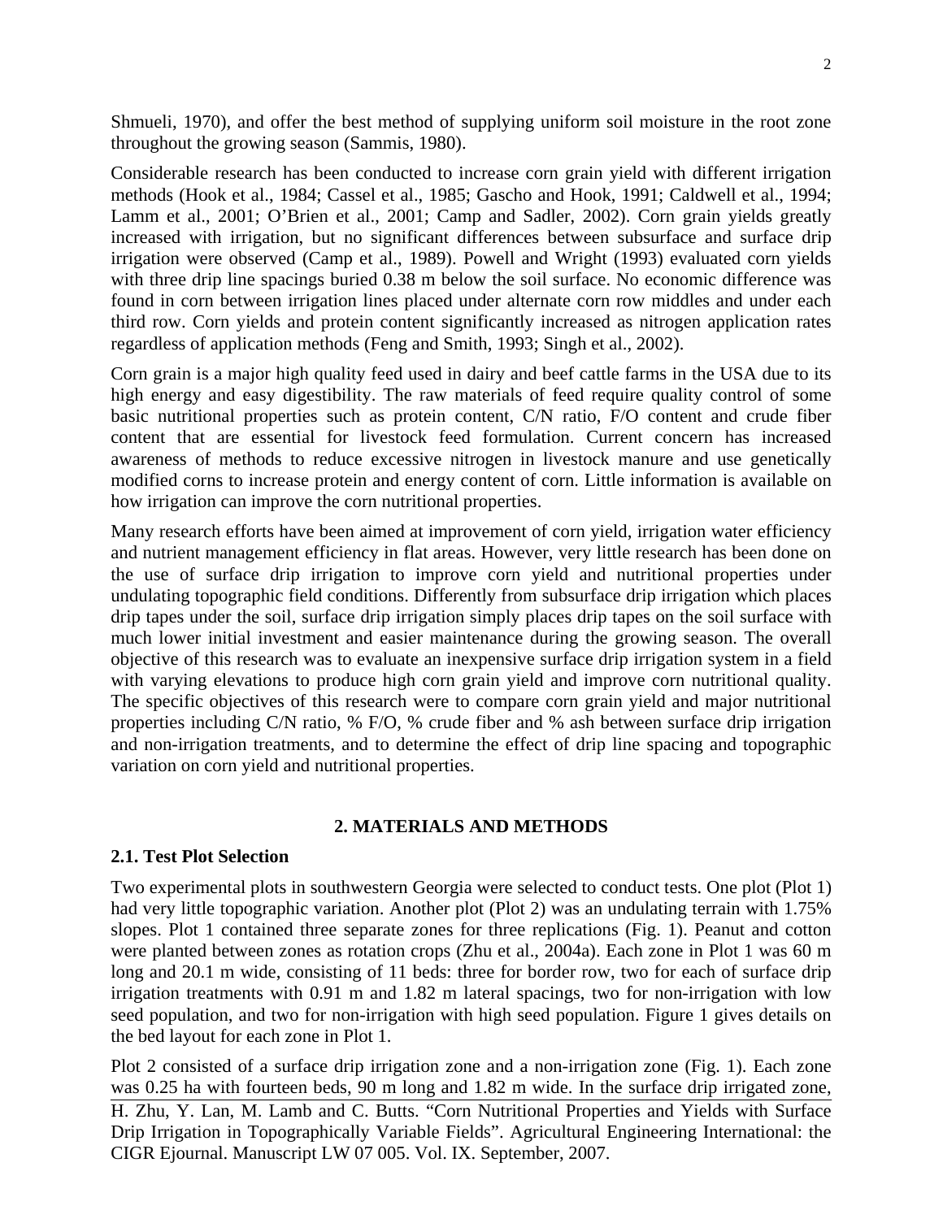Shmueli, 1970), and offer the best method of supplying uniform soil moisture in the root zone throughout the growing season (Sammis, 1980).

Considerable research has been conducted to increase corn grain yield with different irrigation methods (Hook et al., 1984; Cassel et al., 1985; Gascho and Hook, 1991; Caldwell et al., 1994; Lamm et al., 2001; O'Brien et al., 2001; Camp and Sadler, 2002). Corn grain yields greatly increased with irrigation, but no significant differences between subsurface and surface drip irrigation were observed (Camp et al., 1989). Powell and Wright (1993) evaluated corn yields with three drip line spacings buried 0.38 m below the soil surface. No economic difference was found in corn between irrigation lines placed under alternate corn row middles and under each third row. Corn yields and protein content significantly increased as nitrogen application rates regardless of application methods (Feng and Smith, 1993; Singh et al., 2002).

Corn grain is a major high quality feed used in dairy and beef cattle farms in the USA due to its high energy and easy digestibility. The raw materials of feed require quality control of some basic nutritional properties such as protein content, C/N ratio, F/O content and crude fiber content that are essential for livestock feed formulation. Current concern has increased awareness of methods to reduce excessive nitrogen in livestock manure and use genetically modified corns to increase protein and energy content of corn. Little information is available on how irrigation can improve the corn nutritional properties.

Many research efforts have been aimed at improvement of corn yield, irrigation water efficiency and nutrient management efficiency in flat areas. However, very little research has been done on the use of surface drip irrigation to improve corn yield and nutritional properties under undulating topographic field conditions. Differently from subsurface drip irrigation which places drip tapes under the soil, surface drip irrigation simply places drip tapes on the soil surface with much lower initial investment and easier maintenance during the growing season. The overall objective of this research was to evaluate an inexpensive surface drip irrigation system in a field with varying elevations to produce high corn grain yield and improve corn nutritional quality. The specific objectives of this research were to compare corn grain yield and major nutritional properties including C/N ratio, % F/O, % crude fiber and % ash between surface drip irrigation and non-irrigation treatments, and to determine the effect of drip line spacing and topographic variation on corn yield and nutritional properties.

## 2. MATERIALS AND METHODS

### 2.1. Test Plot Selection

Two experimental plots in southwestern Georgia were selected to conduct tests. One plot (Plot 1) had very little topographic variation. Another plot (Plot 2) was an undulating terrain with 1.75% slopes. Plot 1 contained three separate zones for three replications (Fig. 1). Peanut and cotton were planted between zones as rotation crops (Zhu et al., 2004a). Each zone in Plot 1 was 60 m long and 20.1 m wide, consisting of 11 beds: three for border row, two for each of surface drip irrigation treatments with 0.91 m and 1.82 m lateral spacings, two for non-irrigation with low seed population, and two for non-irrigation with high seed population. Figure 1 gives details on the bed layout for each zone in Plot 1.

Plot 2 consisted of a surface drip irrigation zone and a non-irrigation zone (Fig. 1). Each zone was 0.25 ha with fourteen beds, 90 m long and 1.82 m wide. In the surface drip irrigated zone,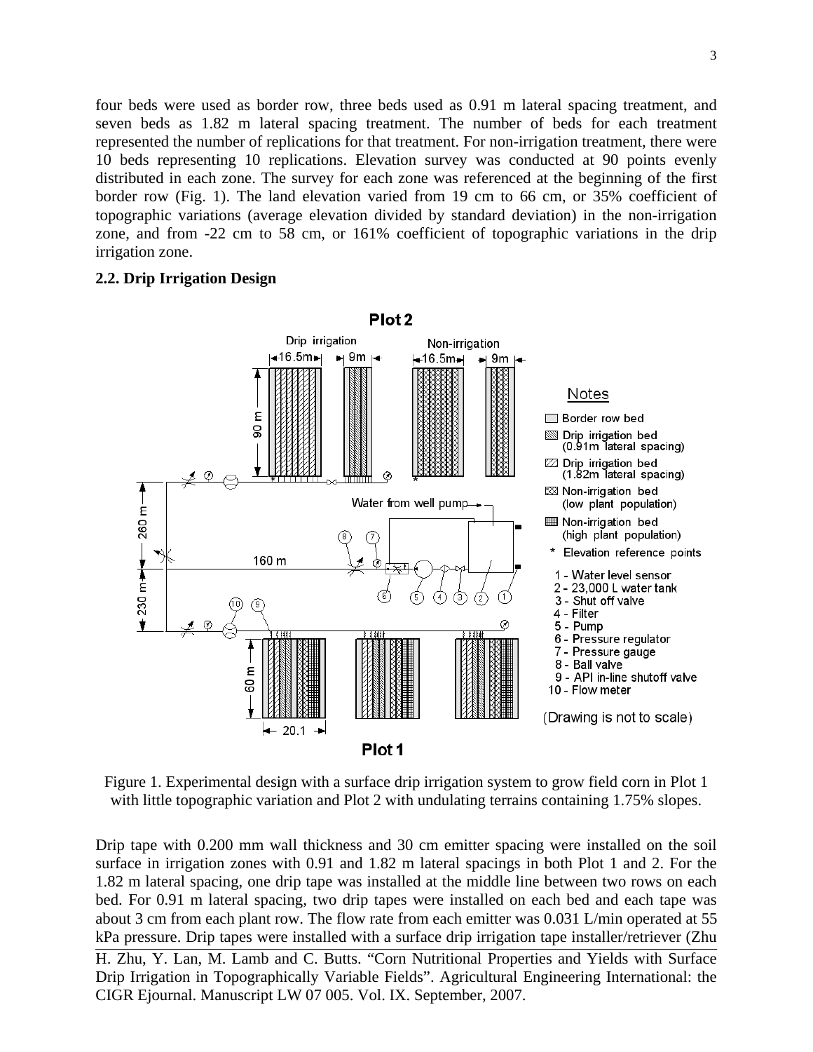four beds were used as border row, three beds used as 0.91 m lateral spacing treatment, and seven beds as 1.82 m lateral spacing treatment. The number of beds for each treatment represented the number of replications for that treatment. For non-irrigation treatment, there were 10 beds representing 10 replications. Elevation survey was conducted at 90 points evenly distributed in each zone. The survey for each zone was referenced at the beginning of the first border row (Fig. 1). The land elevation varied from 19 cm to 66 cm, or 35% coefficient of topographic variations (average elevation divided by standard deviation) in the non-irrigation zone, and from -22 cm to 58 cm, or 161% coefficient of topographic variations in the drip irrigation zone.

### 2.2. Drip Irrigation Design

Figure 1. Experimental design with a surface drip irrigation system to grow field corn in Plot 1 with little topographic variation and Plot 2 with undulating terrains containing 1.75% slopes.

Drip tape with 0.200 mm wall thickness and 30 cm emitter spacing were installed on the soil surface in irrigation zones with 0.91 and 1.82 m lateral spacings in both Plot 1 and 2. For the 1.82 m lateral spacing, one drip tape was installed at the middle line between two rows on each bed. For 0.91 m lateral spacing, two drip tapes were installed on each bed and each tape was about 3 cm from each plant row. The flow rate from each emitter was 0.031 L/min operated at 55 kPa pressure. Drip tapes were installed with a surface drip irrigation tape installer/retriever (Zhu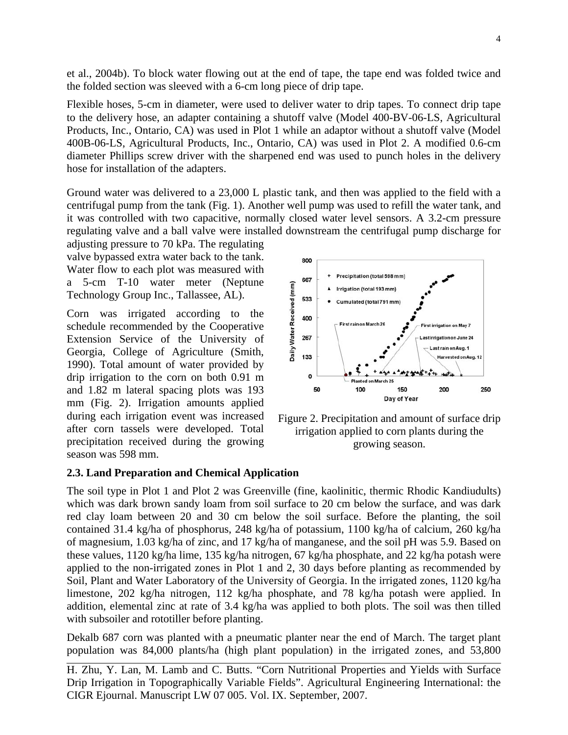et al., 2004b). To block water flowing out at the end of tape, the tape end was folded twice and the folded section was sleeved with a 6-cm long piece of drip tape.

Flexible hoses, 5-cm in diameter, were used to deliver water to drip tapes. To connect drip tape to the delivery hose, an adapter containing a shutoff valve (Model 400-BV-06-LS, Agricultural Products, Inc., Ontario, CA) was used in Plot 1 while an adaptor without a shutoff valve (Model 400B-06-LS, Agricultural Products, Inc., Ontario, CA) was used in Plot 2. A modified 0.6-cm diameter Phillips screw driver with the sharpened end was used to punch holes in the delivery hose for installation of the adapters.

Ground water was delivered to a 23,000 L plastic tank, and then was applied to the field with a centrifugal pump from the tank (Fig. 1). Another well pump was used to refill the water tank, and it was controlled with two capacitive, normally closed water level sensors. A 3.2-cm pressure regulating valve and a ball valve were installed downstream the centrifugal pump discharge for adjusting pressure to 70 kPa. The regulating valve bypassed extra water back to the tank. Water flow to each plot was measured with a 5-cm T-10 water meter (Neptune Technology Group Inc., Tallassee, AL).

Corn was irrigated according to the schedule recommended by the Cooperative Extension Service of the University of Georgia, College of Agriculture (Smith, 1990). Total amount of water provided by drip irrigation to the corn on both 0.91 m and 1.82 m lateral spacing plots was 193 mm (Fig. 2). Irrigation amounts applied during each irrigation event was increased after corn tassels were developed. Total precipitation received during the growing season was 598 mm.

Figure 2. Precipitation and amount of surface drip irrigation applied to corn plants during the growing season.

### 2.3. Land Preparation and Chemical Application

The soil type in Plot 1 and Plot 2 was Greenville (fine, kaolinitic, thermic Rhodic Kandiudults) which was dark brown sandy loam from soil surface to 20 cm below the surface, and was dark red clay loam between 20 and 30 cm below the soil surface. Before the planting, the soil contained 31.4 kg/ha of phosphorus, 248 kg/ha of potassium, 1100 kg/ha of calcium, 260 kg/ha of magnesium, 1.03 kg/ha of zinc, and 17 kg/ha of manganese, and the soil pH was 5.9. Based on these values, 1120 kg/ha lime, 135 kg/ha nitrogen, 67 kg/ha phosphate, and 22 kg/ha potash were applied to the non-irrigated zones in Plot 1 and 2, 30 days before planting as recommended by Soil, Plant and Water Laboratory of the University of Georgia. In the irrigated zones, 1120 kg/ha limestone, 202 kg/ha nitrogen, 112 kg/ha phosphate, and 78 kg/ha potash were applied. In addition, elemental zinc at rate of 3.4 kg/ha was applied to both plots. The soil was then tilled with subsoiler and rototiller before planting.

Dekalb 687 corn was planted with a pneumatic planter near the end of March. The target plant population was 84,000 plants/ha (high plant population) in the irrigated zones, and 53,800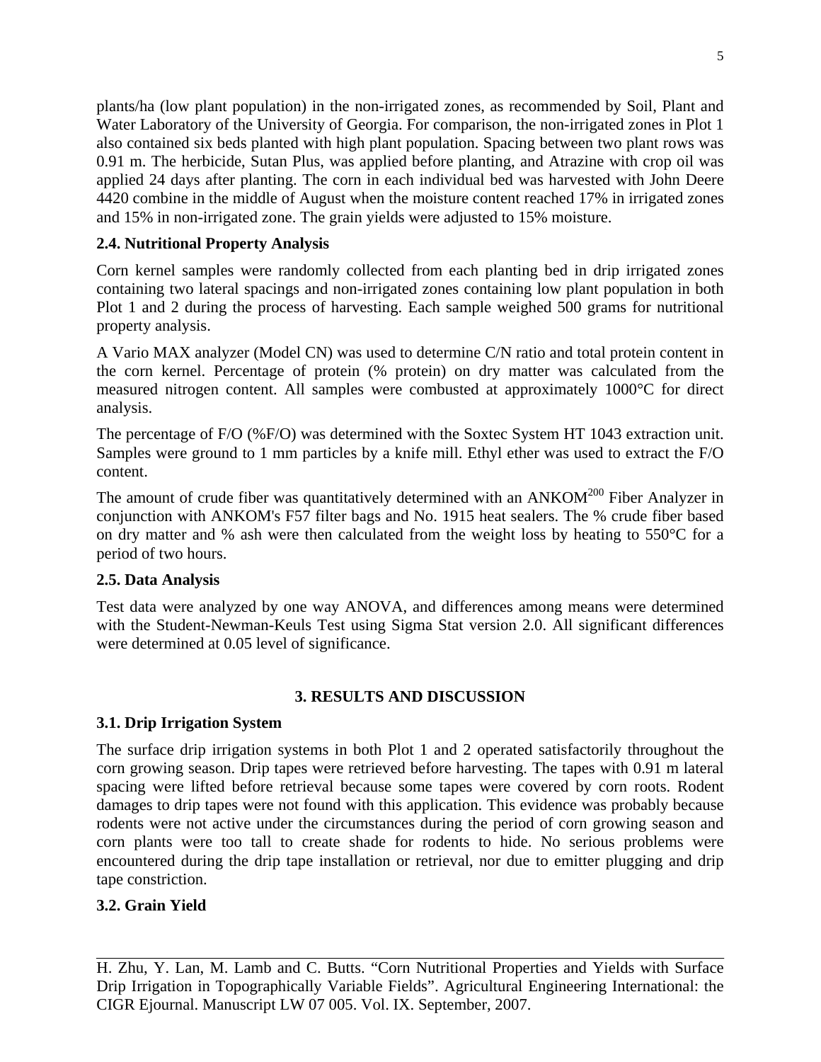plants/ha (low plant population) in the non-irrigated zones, as recommended by Soil, Plant and Water Laboratory of the University of Georgia. For comparison, the non-irrigated zones in Plot 1 also contained six beds planted with high plant population. Spacing between two plant rows was 0.91 m. The herbicide, Sutan Plus, was applied before planting, and Atrazine with crop oil was applied 24 days after planting. The corn in each individual bed was harvested with John Deere 4420 combine in the middle of August when the moisture content reached 17% in irrigated zones and 15% in non-irrigated zone. The grain yields were adjusted to 15% moisture.

### 2.4. Nutritional Property Analysis

Corn kernel samples were randomly collected from each planting bed in drip irrigated zones containing two lateral spacings and non-irrigated zones containing low plant population in both Plot 1 and 2 during the process of harvesting. Each sample weighed 500 grams for nutritional property analysis.

A Vario MAX analyzer (Model CN) was used to determine C/N ratio and total protein content in the corn kernel. Percentage of protein (% protein) on dry matter was calculated from the measured nitrogen content. All samples were combusted at approximately 1000°C for direct analysis.

The percentage of F/O (%F/O) was determined with the Soxtec System HT 1043 extraction unit. Samples were ground to 1 mm particles by a knife mill. Ethyl ether was used to extract the F/O content.

The amount of crude fiber was quantitatively determined with an ANKOM[200] Fiber Analyzer in conjunction with ANKOM's F57 filter bags and No. 1915 heat sealers. The % crude fiber based on dry matter and % ash were then calculated from the weight loss by heating to 550°C for a period of two hours.

### 2.5. Data Analysis

Test data were analyzed by one way ANOVA, and differences among means were determined with the Student-Newman-Keuls Test using Sigma Stat version 2.0. All significant differences were determined at 0.05 level of significance.

## 3. RESULTS AND DISCUSSION

### 3.1. Drip Irrigation System

The surface drip irrigation systems in both Plot 1 and 2 operated satisfactorily throughout the corn growing season. Drip tapes were retrieved before harvesting. The tapes with 0.91 m lateral spacing were lifted before retrieval because some tapes were covered by corn roots. Rodent damages to drip tapes were not found with this application. This evidence was probably because rodents were not active under the circumstances during the period of corn growing season and corn plants were too tall to create shade for rodents to hide. No serious problems were encountered during the drip tape installation or retrieval, nor due to emitter plugging and drip tape constriction.

### 3.2. Grain Yield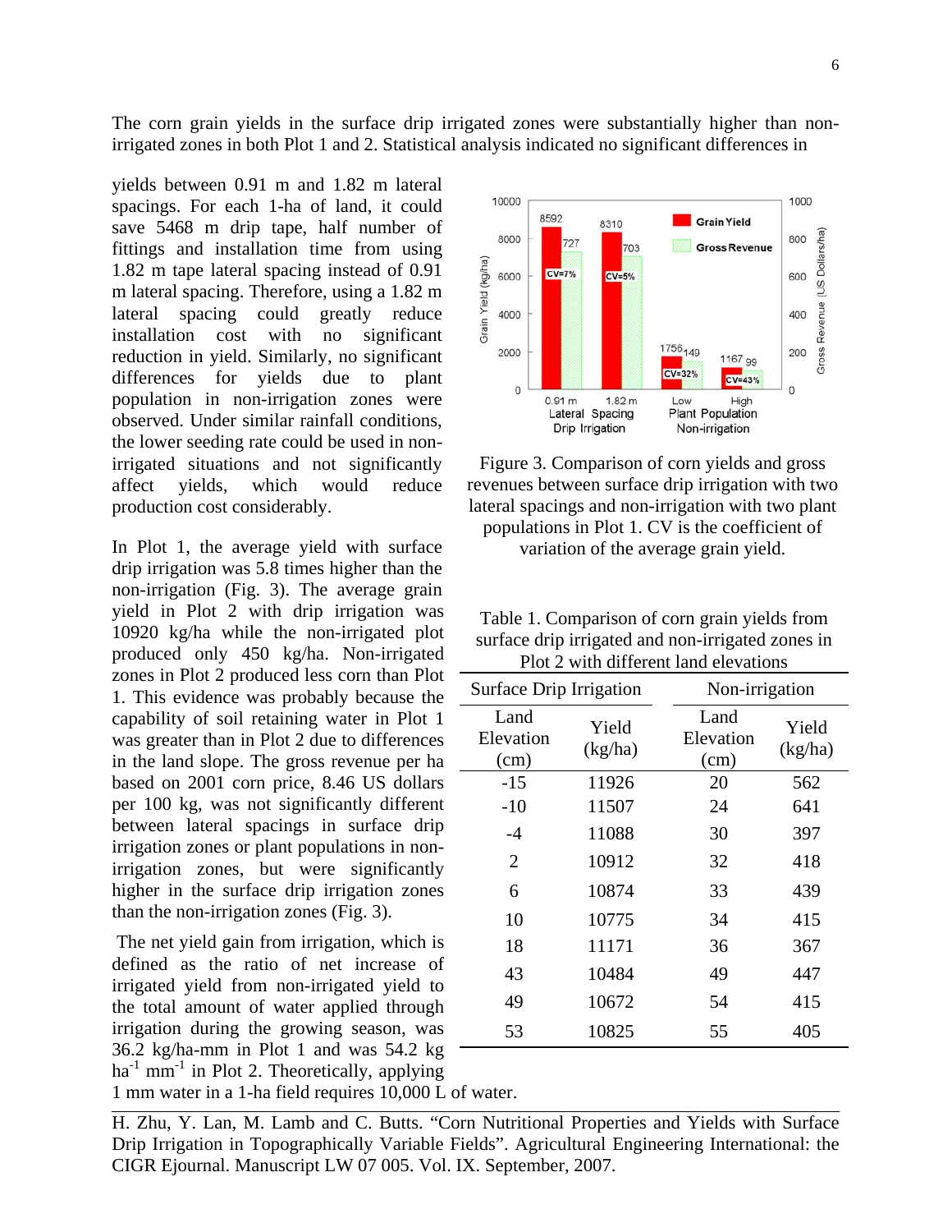The corn grain yields in the surface drip irrigated zones were substantially higher than non-irrigated zones in both Plot 1 and 2. Statistical analysis indicated no significant differences in yields between 0.91 m and 1.82 m lateral spacings. For each 1-ha of land, it could save 5468 m drip tape, half number of fittings and installation time from using 1.82 m tape lateral spacing instead of 0.91 m lateral spacing. Therefore, using a 1.82 m lateral spacing could greatly reduce installation cost with no significant reduction in yield. Similarly, no significant differences for yields due to plant population in non-irrigation zones were observed. Under similar rainfall conditions, the lower seeding rate could be used in non-irrigated situations and not significantly affect yields, which would reduce production cost considerably.

Figure 3. Comparison of corn yields and gross revenues between surface drip irrigation with two lateral spacings and non-irrigation with two plant populations in Plot 1. CV is the coefficient of variation of the average grain yield.

In Plot 1, the average yield with surface drip irrigation was 5.8 times higher than the non-irrigation (Fig. 3). The average grain yield in Plot 2 with drip irrigation was 10920 kg/ha while the non-irrigated plot produced only 450 kg/ha. Non-irrigated zones in Plot 2 produced less corn than Plot 1. This evidence was probably because the capability of soil retaining water in Plot 1 was greater than in Plot 2 due to differences in the land slope. The gross revenue per ha based on 2001 corn price, 8.46 US dollars per 100 kg, was not significantly different between lateral spacings in surface drip irrigation zones or plant populations in non-irrigation zones, but were significantly higher in the surface drip irrigation zones than the non-irrigation zones (Fig. 3).

Table 1. Comparison of corn grain yields from surface drip irrigated and non-irrigated zones in Plot 2 with different land elevations

| Surface Drip Irrigation | | Non-irrigation | |
|---|---|---|---|
| Land Elevation (cm) | Yield (kg/ha) | Land Elevation (cm) | Yield (kg/ha) |
| -15 | 11926 | 20 | 562 |
| -10 | 11507 | 24 | 641 |
| -4 | 11088 | 30 | 397 |
| 2 | 10912 | 32 | 418 |
| 6 | 10874 | 33 | 439 |
| 10 | 10775 | 34 | 415 |
| 18 | 11171 | 36 | 367 |
| 43 | 10484 | 49 | 447 |
| 49 | 10672 | 54 | 415 |
| 53 | 10825 | 55 | 405 |

The net yield gain from irrigation, which is defined as the ratio of net increase of irrigated yield from non-irrigated yield to the total amount of water applied through irrigation during the growing season, was 36.2 kg/ha-mm in Plot 1 and was 54.2 kg $ha^{-1}$ $mm^{-1}$ in Plot 2. Theoretically, applying 1 mm water in a 1-ha field requires 10,000 L of water.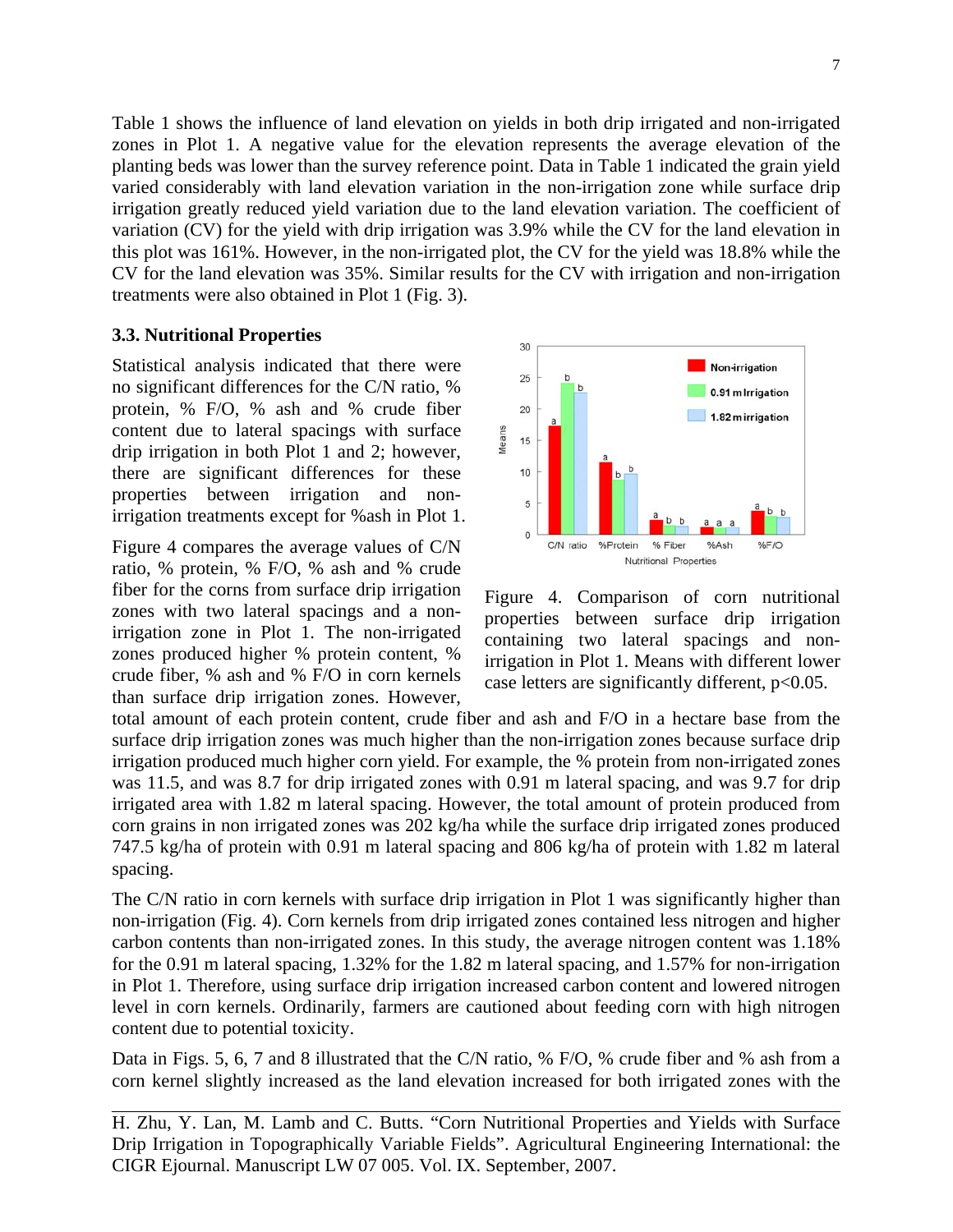Table 1 shows the influence of land elevation on yields in both drip irrigated and non-irrigated zones in Plot 1. A negative value for the elevation represents the average elevation of the planting beds was lower than the survey reference point. Data in Table 1 indicated the grain yield varied considerably with land elevation variation in the non-irrigation zone while surface drip irrigation greatly reduced yield variation due to the land elevation variation. The coefficient of variation (CV) for the yield with drip irrigation was 3.9% while the CV for the land elevation in this plot was 161%. However, in the non-irrigated plot, the CV for the yield was 18.8% while the CV for the land elevation was 35%. Similar results for the CV with irrigation and non-irrigation treatments were also obtained in Plot 1 (Fig. 3).

### 3.3. Nutritional Properties

Statistical analysis indicated that there were no significant differences for the C/N ratio, % protein, % F/O, % ash and % crude fiber content due to lateral spacings with surface drip irrigation in both Plot 1 and 2; however, there are significant differences for these properties between irrigation and non-irrigation treatments except for %ash in Plot 1.

Figure 4 compares the average values of C/N ratio, % protein, % F/O, % ash and % crude fiber for the corns from surface drip irrigation zones with two lateral spacings and a non-irrigation zone in Plot 1. The non-irrigated zones produced higher % protein content, % crude fiber, % ash and % F/O in corn kernels than surface drip irrigation zones. However, total amount of each protein content, crude fiber and ash and F/O in a hectare base from the surface drip irrigation zones was much higher than the non-irrigation zones because surface drip irrigation produced much higher corn yield. For example, the % protein from non-irrigated zones was 11.5, and was 8.7 for drip irrigated zones with 0.91 m lateral spacing, and was 9.7 for drip irrigated area with 1.82 m lateral spacing. However, the total amount of protein produced from corn grains in non irrigated zones was 202 kg/ha while the surface drip irrigated zones produced 747.5 kg/ha of protein with 0.91 m lateral spacing and 806 kg/ha of protein with 1.82 m lateral spacing.

Figure 4. Comparison of corn nutritional properties between surface drip irrigation containing two lateral spacings and non-irrigation in Plot 1. Means with different lower case letters are significantly different, $p<0.05$.

The C/N ratio in corn kernels with surface drip irrigation in Plot 1 was significantly higher than non-irrigation (Fig. 4). Corn kernels from drip irrigated zones contained less nitrogen and higher carbon contents than non-irrigated zones. In this study, the average nitrogen content was 1.18% for the 0.91 m lateral spacing, 1.32% for the 1.82 m lateral spacing, and 1.57% for non-irrigation in Plot 1. Therefore, using surface drip irrigation increased carbon content and lowered nitrogen level in corn kernels. Ordinarily, farmers are cautioned about feeding corn with high nitrogen content due to potential toxicity.

Data in Figs. 5, 6, 7 and 8 illustrated that the C/N ratio, % F/O, % crude fiber and % ash from a corn kernel slightly increased as the land elevation increased for both irrigated zones with the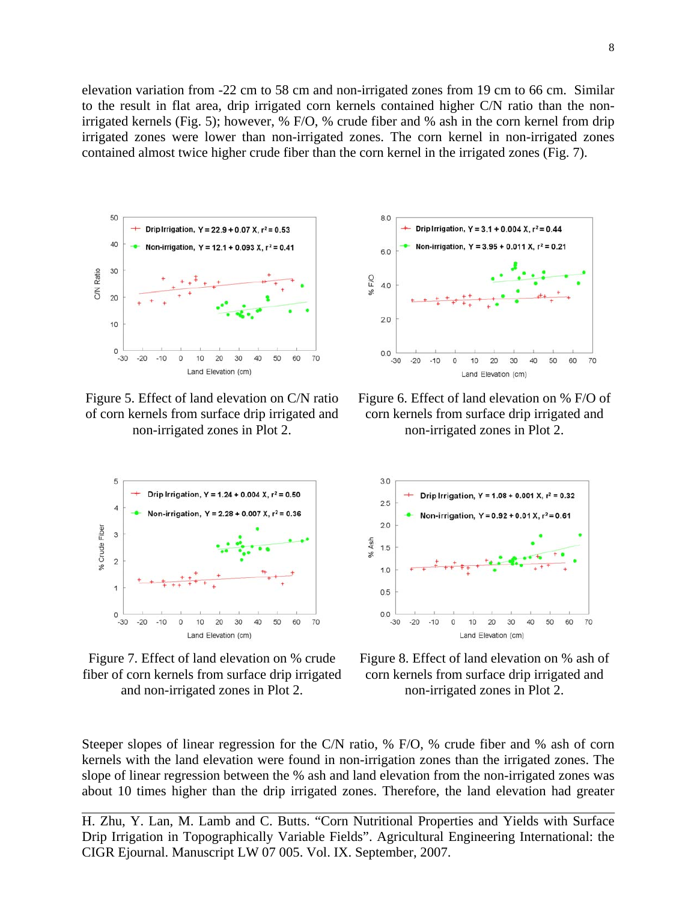elevation variation from -22 cm to 58 cm and non-irrigated zones from 19 cm to 66 cm. Similar to the result in flat area, drip irrigated corn kernels contained higher C/N ratio than the non-irrigated kernels (Fig. 5); however, % F/O, % crude fiber and % ash in the corn kernel from drip irrigated zones were lower than non-irrigated zones. The corn kernel in non-irrigated zones contained almost twice higher crude fiber than the corn kernel in the irrigated zones (Fig. 7).

Figure 5. Effect of land elevation on C/N ratio of corn kernels from surface drip irrigated and non-irrigated zones in Plot 2.

Figure 6. Effect of land elevation on % F/O of corn kernels from surface drip irrigated and non-irrigated zones in Plot 2.

Figure 7. Effect of land elevation on % crude fiber of corn kernels from surface drip irrigated and non-irrigated zones in Plot 2.

Figure 8. Effect of land elevation on % ash of corn kernels from surface drip irrigated and non-irrigated zones in Plot 2.

Steeper slopes of linear regression for the C/N ratio, % F/O, % crude fiber and % ash of corn kernels with the land elevation were found in non-irrigation zones than the irrigated zones. The slope of linear regression between the % ash and land elevation from the non-irrigated zones was about 10 times higher than the drip irrigated zones. Therefore, the land elevation had greater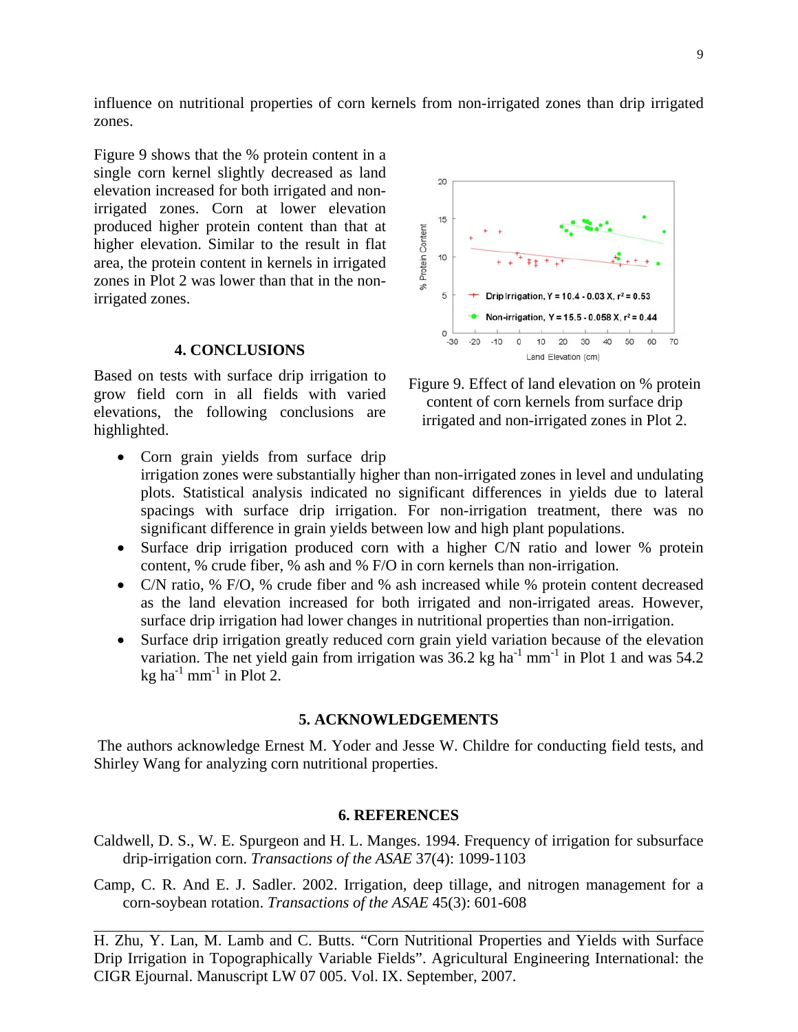influence on nutritional properties of corn kernels from non-irrigated zones than drip irrigated zones.

Figure 9 shows that the % protein content in a single corn kernel slightly decreased as land elevation increased for both irrigated and non-irrigated zones. Corn at lower elevation produced higher protein content than that at higher elevation. Similar to the result in flat area, the protein content in kernels in irrigated zones in Plot 2 was lower than that in the non-irrigated zones.

Figure 9. Effect of land elevation on % protein content of corn kernels from surface drip irrigated and non-irrigated zones in Plot 2.

## 4. CONCLUSIONS

Based on tests with surface drip irrigation to grow field corn in all fields with varied elevations, the following conclusions are highlighted.

- Corn grain yields from surface drip irrigation zones were substantially higher than non-irrigated zones in level and undulating plots. Statistical analysis indicated no significant differences in yields due to lateral spacings with surface drip irrigation. For non-irrigation treatment, there was no significant difference in grain yields between low and high plant populations.
- Surface drip irrigation produced corn with a higher C/N ratio and lower % protein content, % crude fiber, % ash and % F/O in corn kernels than non-irrigation.
- C/N ratio, % F/O, % crude fiber and % ash increased while % protein content decreased as the land elevation increased for both irrigated and non-irrigated areas. However, surface drip irrigation had lower changes in nutritional properties than non-irrigation.
- Surface drip irrigation greatly reduced corn grain yield variation because of the elevation variation. The net yield gain from irrigation was 36.2 kg ha$^{-1}$ mm$^{-1}$ in Plot 1 and was 54.2 kg ha$^{-1}$ mm$^{-1}$ in Plot 2.

## 5. ACKNOWLEDGEMENTS

The authors acknowledge Ernest M. Yoder and Jesse W. Childre for conducting field tests, and Shirley Wang for analyzing corn nutritional properties.

## 6. REFERENCES

Caldwell, D. S., W. E. Spurgeon and H. L. Manges. 1994. Frequency of irrigation for subsurface drip-irrigation corn. *Transactions of the ASAE* 37(4): 1099-1103

Camp, C. R. And E. J. Sadler. 2002. Irrigation, deep tillage, and nitrogen management for a corn-soybean rotation. *Transactions of the ASAE* 45(3): 601-608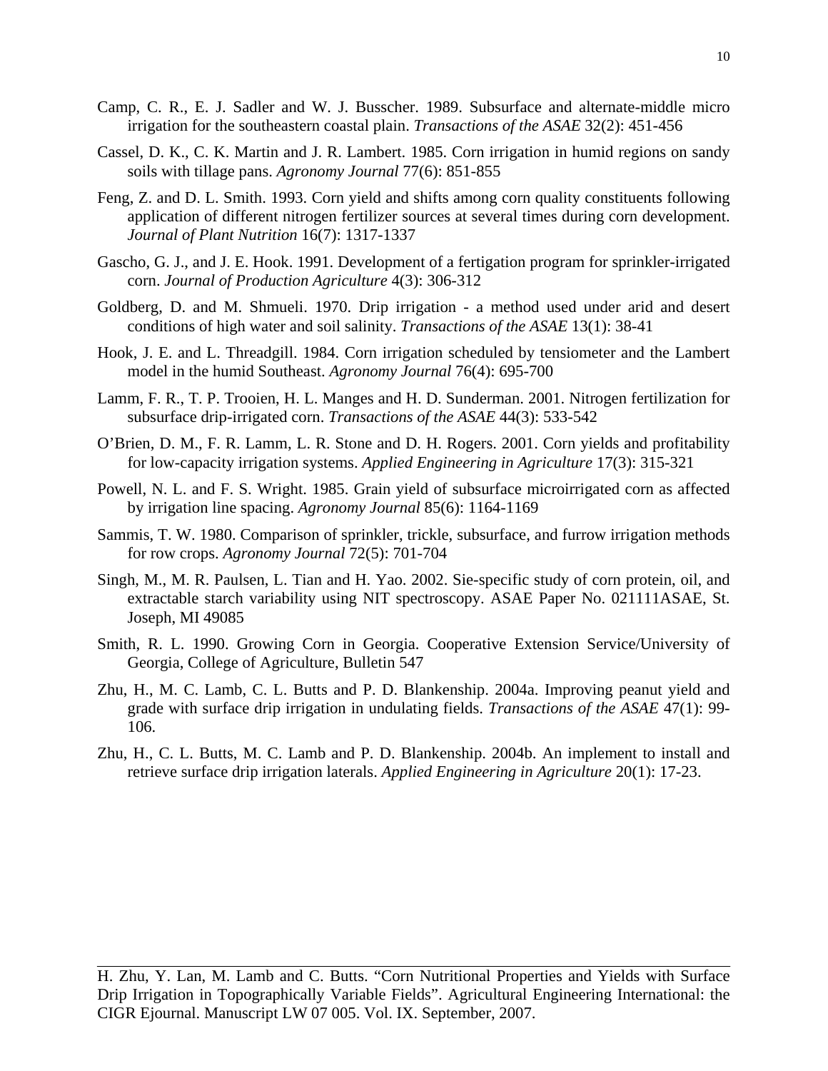Camp, C. R., E. J. Sadler and W. J. Busscher. 1989. Subsurface and alternate-middle micro irrigation for the southeastern coastal plain. *Transactions of the ASAE* 32(2): 451-456

Cassel, D. K., C. K. Martin and J. R. Lambert. 1985. Corn irrigation in humid regions on sandy soils with tillage pans. *Agronomy Journal* 77(6): 851-855

Feng, Z. and D. L. Smith. 1993. Corn yield and shifts among corn quality constituents following application of different nitrogen fertilizer sources at several times during corn development. *Journal of Plant Nutrition* 16(7): 1317-1337

Gascho, G. J., and J. E. Hook. 1991. Development of a fertigation program for sprinkler-irrigated corn. *Journal of Production Agriculture* 4(3): 306-312

Goldberg, D. and M. Shmueli. 1970. Drip irrigation - a method used under arid and desert conditions of high water and soil salinity. *Transactions of the ASAE* 13(1): 38-41

Hook, J. E. and L. Threadgill. 1984. Corn irrigation scheduled by tensiometer and the Lambert model in the humid Southeast. *Agronomy Journal* 76(4): 695-700

Lamm, F. R., T. P. Trooien, H. L. Manges and H. D. Sunderman. 2001. Nitrogen fertilization for subsurface drip-irrigated corn. *Transactions of the ASAE* 44(3): 533-542

O'Brien, D. M., F. R. Lamm, L. R. Stone and D. H. Rogers. 2001. Corn yields and profitability for low-capacity irrigation systems. *Applied Engineering in Agriculture* 17(3): 315-321

Powell, N. L. and F. S. Wright. 1985. Grain yield of subsurface microirrigated corn as affected by irrigation line spacing. *Agronomy Journal* 85(6): 1164-1169

Sammis, T. W. 1980. Comparison of sprinkler, trickle, subsurface, and furrow irrigation methods for row crops. *Agronomy Journal* 72(5): 701-704

Singh, M., M. R. Paulsen, L. Tian and H. Yao. 2002. Sie-specific study of corn protein, oil, and extractable starch variability using NIT spectroscopy. ASAE Paper No. 021111ASAE, St. Joseph, MI 49085

Smith, R. L. 1990. Growing Corn in Georgia. Cooperative Extension Service/University of Georgia, College of Agriculture, Bulletin 547

Zhu, H., M. C. Lamb, C. L. Butts and P. D. Blankenship. 2004a. Improving peanut yield and grade with surface drip irrigation in undulating fields. *Transactions of the ASAE* 47(1): 99-106.

Zhu, H., C. L. Butts, M. C. Lamb and P. D. Blankenship. 2004b. An implement to install and retrieve surface drip irrigation laterals. *Applied Engineering in Agriculture* 20(1): 17-23.